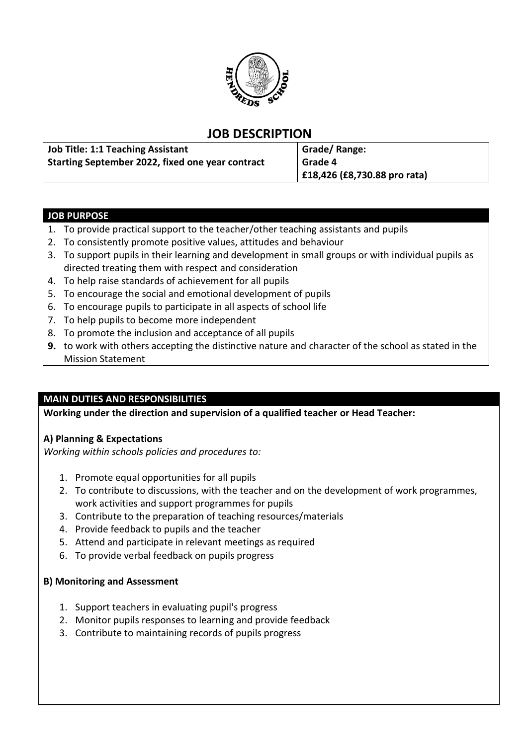# JOB DESCRIPTION

| Job Title: 1:1 Teaching Assistant<br>Starting September 2022, fixed one year contract | Grade/ Range:<br>Grade 4<br>£18,426 (£8,730.88 pro rata) |
|---|---|

## JOB PURPOSE

1. To provide practical support to the teacher/other teaching assistants and pupils
2. To consistently promote positive values, attitudes and behaviour
3. To support pupils in their learning and development in small groups or with individual pupils as directed treating them with respect and consideration
4. To help raise standards of achievement for all pupils
5. To encourage the social and emotional development of pupils
6. To encourage pupils to participate in all aspects of school life
7. To help pupils to become more independent
8. To promote the inclusion and acceptance of all pupils
9. to work with others accepting the distinctive nature and character of the school as stated in the Mission Statement

## MAIN DUTIES AND RESPONSIBILITIES

**Working under the direction and supervision of a qualified teacher or Head Teacher:**

### A) Planning & Expectations

*Working within schools policies and procedures to:*

1. Promote equal opportunities for all pupils
2. To contribute to discussions, with the teacher and on the development of work programmes, work activities and support programmes for pupils
3. Contribute to the preparation of teaching resources/materials
4. Provide feedback to pupils and the teacher
5. Attend and participate in relevant meetings as required
6. To provide verbal feedback on pupils progress

### B) Monitoring and Assessment

1. Support teachers in evaluating pupil's progress
2. Monitor pupils responses to learning and provide feedback
3. Contribute to maintaining records of pupils progress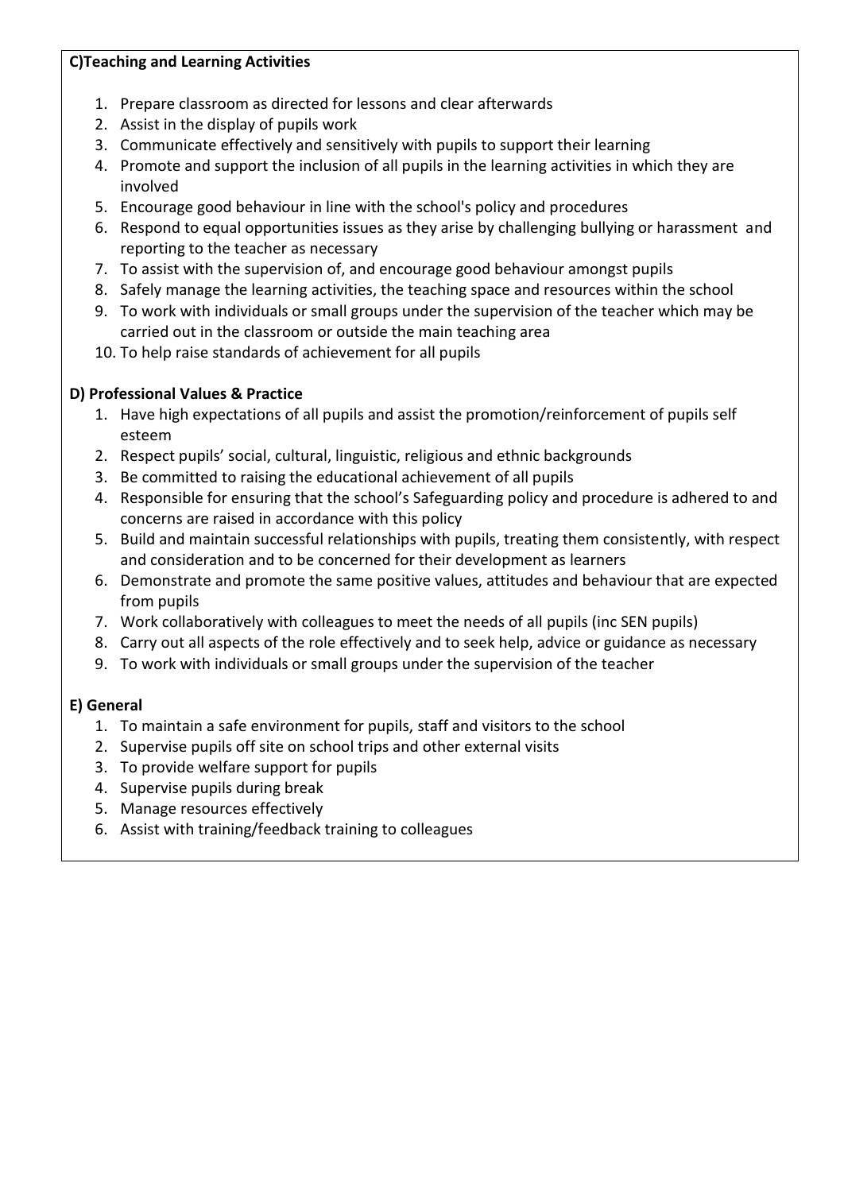**C)Teaching and Learning Activities**

1. Prepare classroom as directed for lessons and clear afterwards
2. Assist in the display of pupils work
3. Communicate effectively and sensitively with pupils to support their learning
4. Promote and support the inclusion of all pupils in the learning activities in which they are involved
5. Encourage good behaviour in line with the school's policy and procedures
6. Respond to equal opportunities issues as they arise by challenging bullying or harassment and reporting to the teacher as necessary
7. To assist with the supervision of, and encourage good behaviour amongst pupils
8. Safely manage the learning activities, the teaching space and resources within the school
9. To work with individuals or small groups under the supervision of the teacher which may be carried out in the classroom or outside the main teaching area
10. To help raise standards of achievement for all pupils

**D) Professional Values & Practice**

1. Have high expectations of all pupils and assist the promotion/reinforcement of pupils self esteem
2. Respect pupils' social, cultural, linguistic, religious and ethnic backgrounds
3. Be committed to raising the educational achievement of all pupils
4. Responsible for ensuring that the school's Safeguarding policy and procedure is adhered to and concerns are raised in accordance with this policy
5. Build and maintain successful relationships with pupils, treating them consistently, with respect and consideration and to be concerned for their development as learners
6. Demonstrate and promote the same positive values, attitudes and behaviour that are expected from pupils
7. Work collaboratively with colleagues to meet the needs of all pupils (inc SEN pupils)
8. Carry out all aspects of the role effectively and to seek help, advice or guidance as necessary
9. To work with individuals or small groups under the supervision of the teacher

**E) General**

1. To maintain a safe environment for pupils, staff and visitors to the school
2. Supervise pupils off site on school trips and other external visits
3. To provide welfare support for pupils
4. Supervise pupils during break
5. Manage resources effectively
6. Assist with training/feedback training to colleagues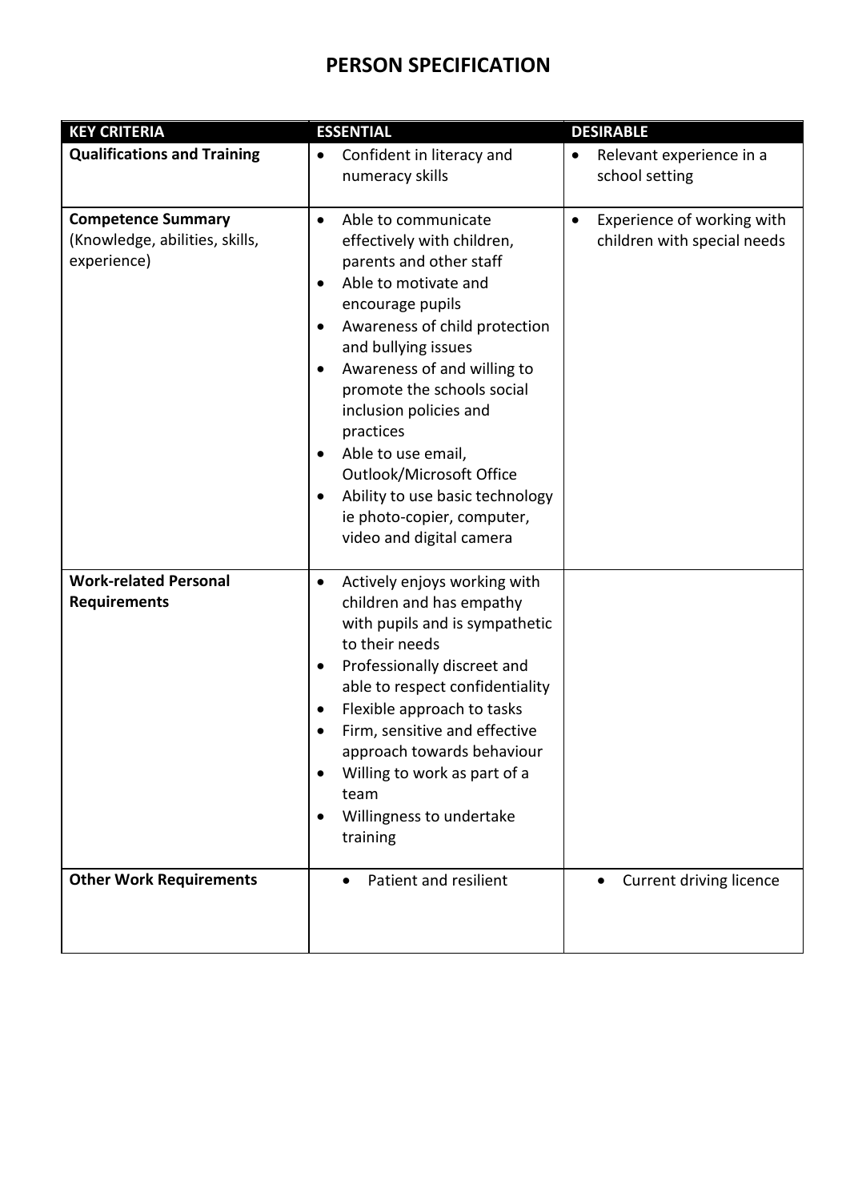# PERSON SPECIFICATION

| KEY CRITERIA | ESSENTIAL | DESIRABLE |
|---|---|---|
| **Qualifications and Training** | • Confident in literacy and numeracy skills | • Relevant experience in a school setting |
| **Competence Summary** (Knowledge, abilities, skills, experience) | • Able to communicate effectively with children, parents and other staff<br>• Able to motivate and encourage pupils<br>• Awareness of child protection and bullying issues<br>• Awareness of and willing to promote the schools social inclusion policies and practices<br>• Able to use email, Outlook/Microsoft Office<br>• Ability to use basic technology ie photo-copier, computer, video and digital camera | • Experience of working with children with special needs |
| **Work-related Personal Requirements** | • Actively enjoys working with children and has empathy with pupils and is sympathetic to their needs<br>• Professionally discreet and able to respect confidentiality<br>• Flexible approach to tasks<br>• Firm, sensitive and effective approach towards behaviour<br>• Willing to work as part of a team<br>• Willingness to undertake training | |
| **Other Work Requirements** | • Patient and resilient | • Current driving licence |